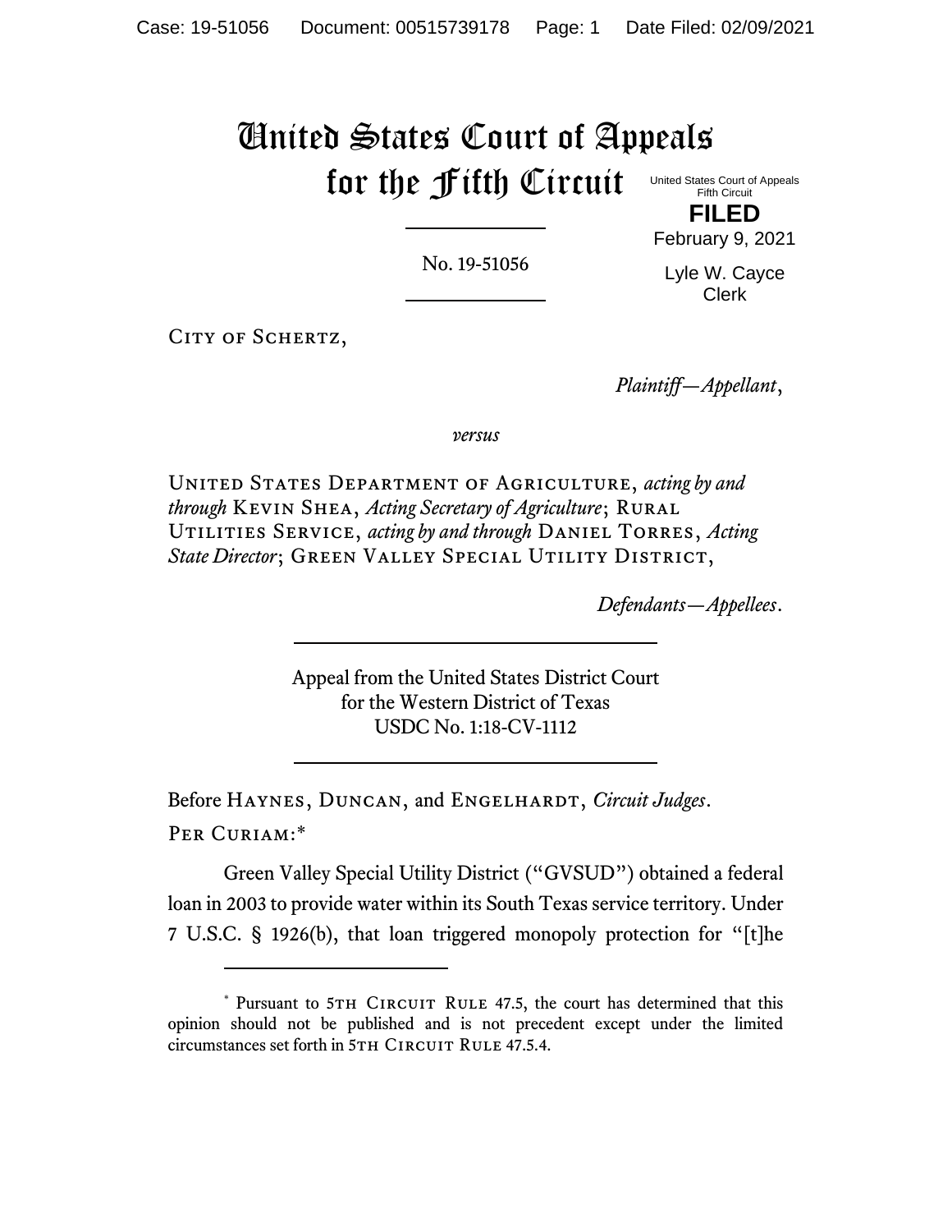# United States Court of Appeals for the Fifth Circuit

United States Court of Appeals
Fifth Circuit

**FILED**

February 9, 2021

Lyle W. Cayce
Clerk

No. 19-51056

City of Schertz,

*Plaintiff—Appellant*,

*versus*

United States Department of Agriculture, *acting by and through* Kevin Shea, *Acting Secretary of Agriculture*; Rural Utilities Service, *acting by and through* Daniel Torres, *Acting State Director*; Green Valley Special Utility District,

*Defendants—Appellees*.

Appeal from the United States District Court
for the Western District of Texas
USDC No. 1:18-CV-1112

Before Haynes, Duncan, and Engelhardt, *Circuit Judges*.

Per Curiam:*

Green Valley Special Utility District ("GVSUD") obtained a federal loan in 2003 to provide water within its South Texas service territory. Under 7 U.S.C. § 1926(b), that loan triggered monopoly protection for "[t]he

---

\* Pursuant to 5th Circuit Rule 47.5, the court has determined that this opinion should not be published and is not precedent except under the limited circumstances set forth in 5th Circuit Rule 47.5.4.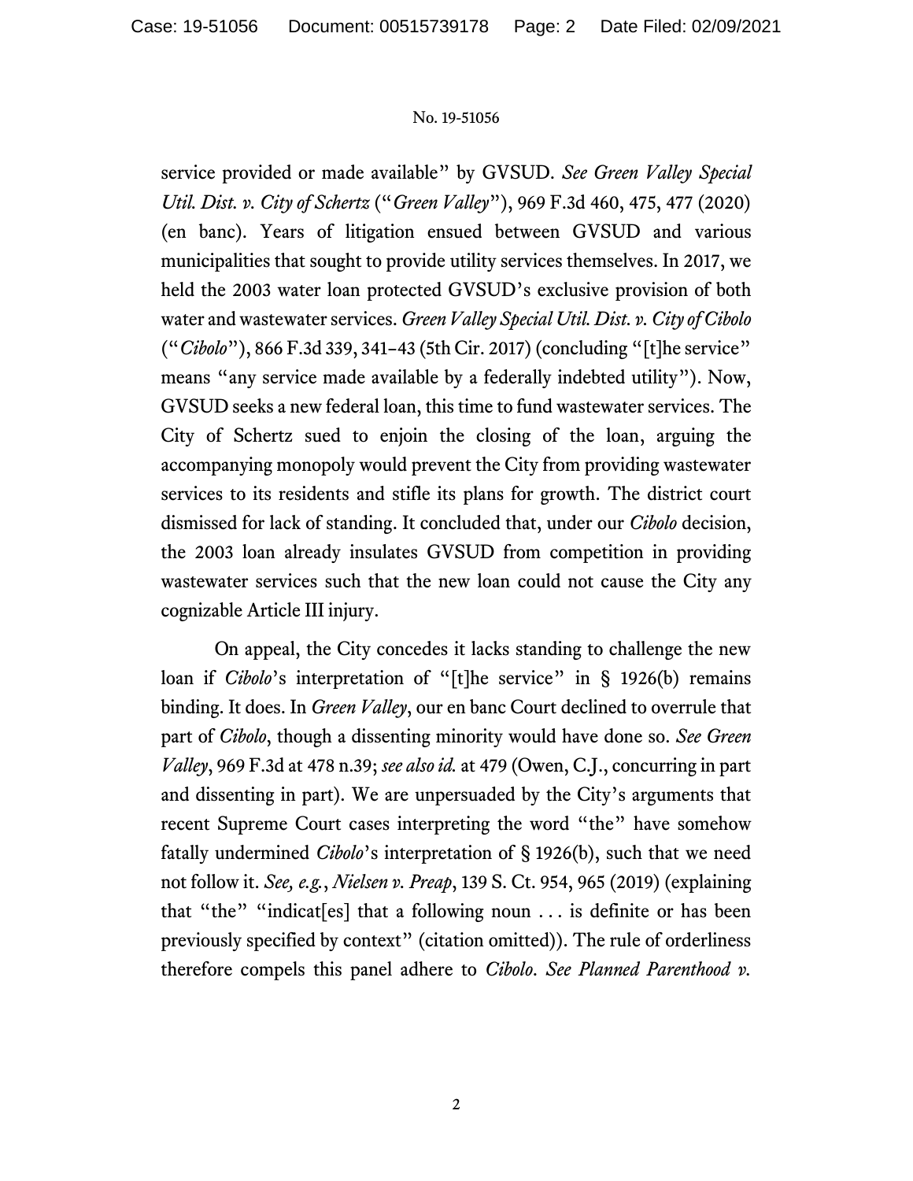service provided or made available" by GVSUD. *See Green Valley Special Util. Dist. v. City of Schertz* ("*Green Valley*"), 969 F.3d 460, 475, 477 (2020) (en banc). Years of litigation ensued between GVSUD and various municipalities that sought to provide utility services themselves. In 2017, we held the 2003 water loan protected GVSUD's exclusive provision of both water and wastewater services. *Green Valley Special Util. Dist. v. City of Cibolo* ("*Cibolo*"), 866 F.3d 339, 341–43 (5th Cir. 2017) (concluding "[t]he service" means "any service made available by a federally indebted utility"). Now, GVSUD seeks a new federal loan, this time to fund wastewater services. The City of Schertz sued to enjoin the closing of the loan, arguing the accompanying monopoly would prevent the City from providing wastewater services to its residents and stifle its plans for growth. The district court dismissed for lack of standing. It concluded that, under our *Cibolo* decision, the 2003 loan already insulates GVSUD from competition in providing wastewater services such that the new loan could not cause the City any cognizable Article III injury.

On appeal, the City concedes it lacks standing to challenge the new loan if *Cibolo*'s interpretation of "[t]he service" in § 1926(b) remains binding. It does. In *Green Valley*, our en banc Court declined to overrule that part of *Cibolo*, though a dissenting minority would have done so. *See Green Valley*, 969 F.3d at 478 n.39; *see also id.* at 479 (Owen, C.J., concurring in part and dissenting in part). We are unpersuaded by the City's arguments that recent Supreme Court cases interpreting the word "the" have somehow fatally undermined *Cibolo*'s interpretation of § 1926(b), such that we need not follow it. *See, e.g.*, *Nielsen v. Preap*, 139 S. Ct. 954, 965 (2019) (explaining that "the" "indicat[es] that a following noun . . . is definite or has been previously specified by context" (citation omitted)). The rule of orderliness therefore compels this panel adhere to *Cibolo*. *See Planned Parenthood v.*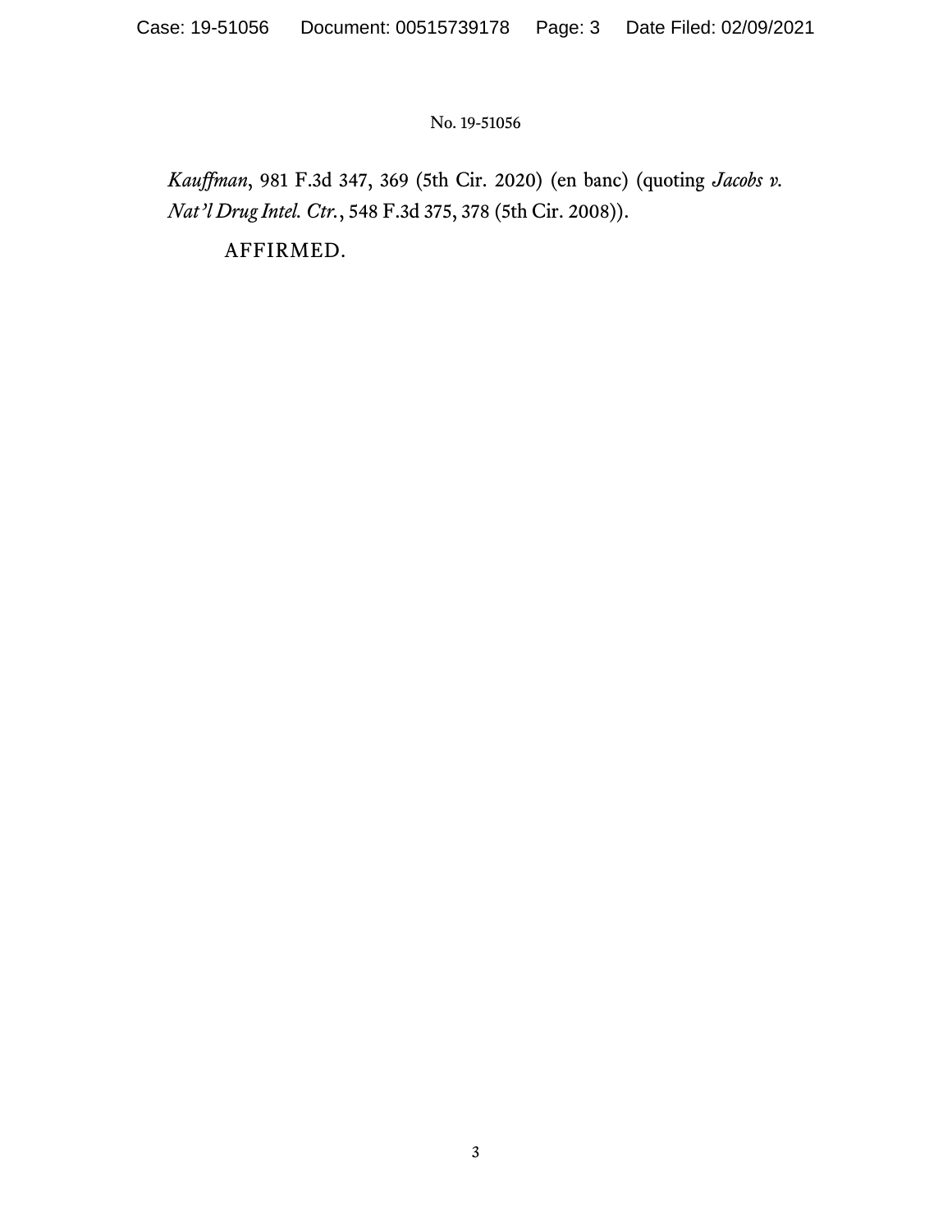*Kauffman*, 981 F.3d 347, 369 (5th Cir. 2020) (en banc) (quoting *Jacobs v. Nat'l Drug Intel. Ctr.*, 548 F.3d 375, 378 (5th Cir. 2008)).

AFFIRMED.